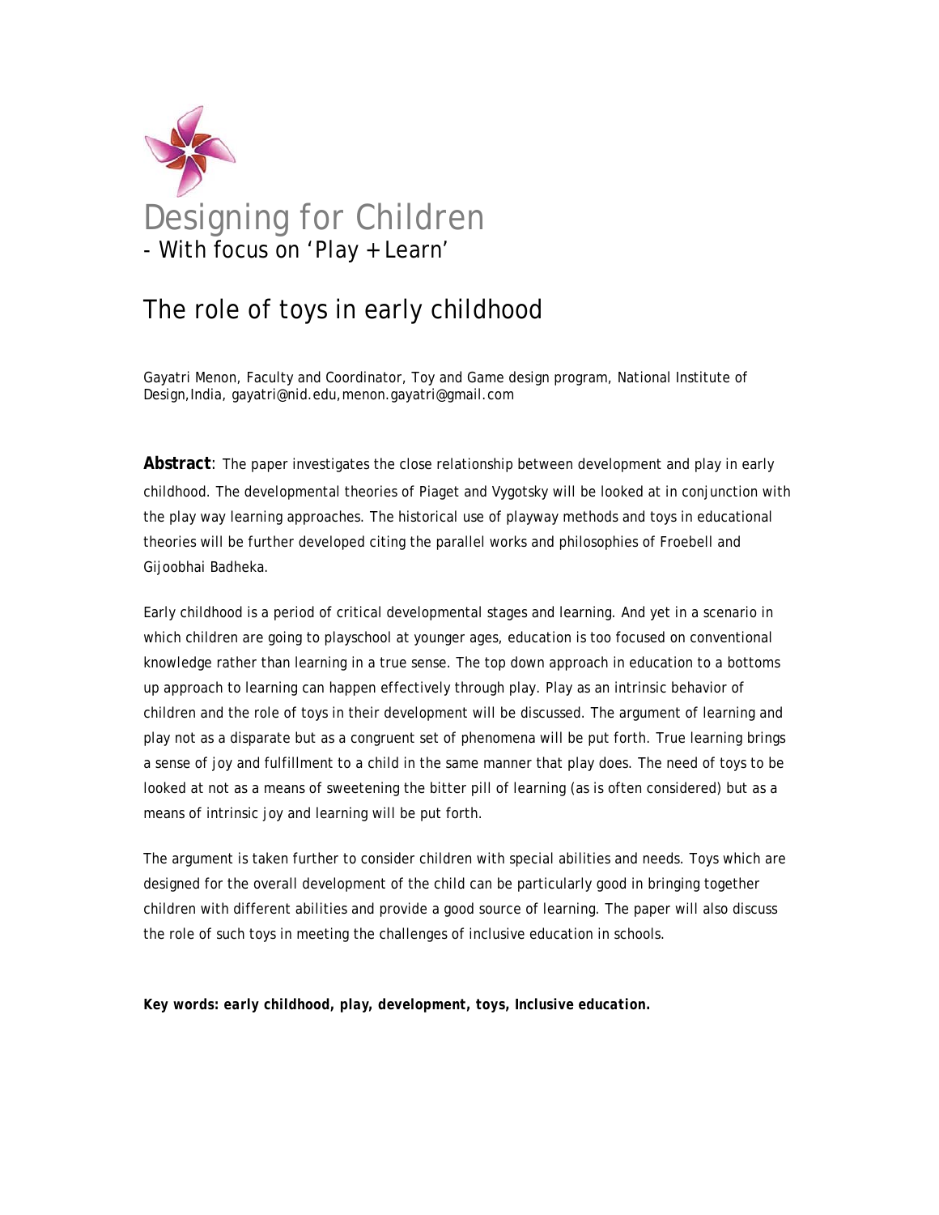# Designing for Children

## - With focus on 'Play + Learn'

# The role of toys in early childhood

Gayatri Menon, Faculty and Coordinator, Toy and Game design program, National Institute of Design,India, gayatri@nid.edu,menon.gayatri@gmail.com

**Abstract**: The paper investigates the close relationship between development and play in early childhood. The developmental theories of Piaget and Vygotsky will be looked at in conjunction with the play way learning approaches. The historical use of playway methods and toys in educational theories will be further developed citing the parallel works and philosophies of Froebell and Gijoobhai Badheka.

Early childhood is a period of critical developmental stages and learning. And yet in a scenario in which children are going to playschool at younger ages, education is too focused on conventional knowledge rather than learning in a true sense. The top down approach in education to a bottoms up approach to learning can happen effectively through play. Play as an intrinsic behavior of children and the role of toys in their development will be discussed. The argument of learning and play not as a disparate but as a congruent set of phenomena will be put forth. True learning brings a sense of joy and fulfillment to a child in the same manner that play does. The need of toys to be looked at not as a means of sweetening the bitter pill of learning (as is often considered) but as a means of intrinsic joy and learning will be put forth.

The argument is taken further to consider children with special abilities and needs. Toys which are designed for the overall development of the child can be particularly good in bringing together children with different abilities and provide a good source of learning. The paper will also discuss the role of such toys in meeting the challenges of inclusive education in schools.

***Key words: early childhood, play, development, toys, Inclusive education.***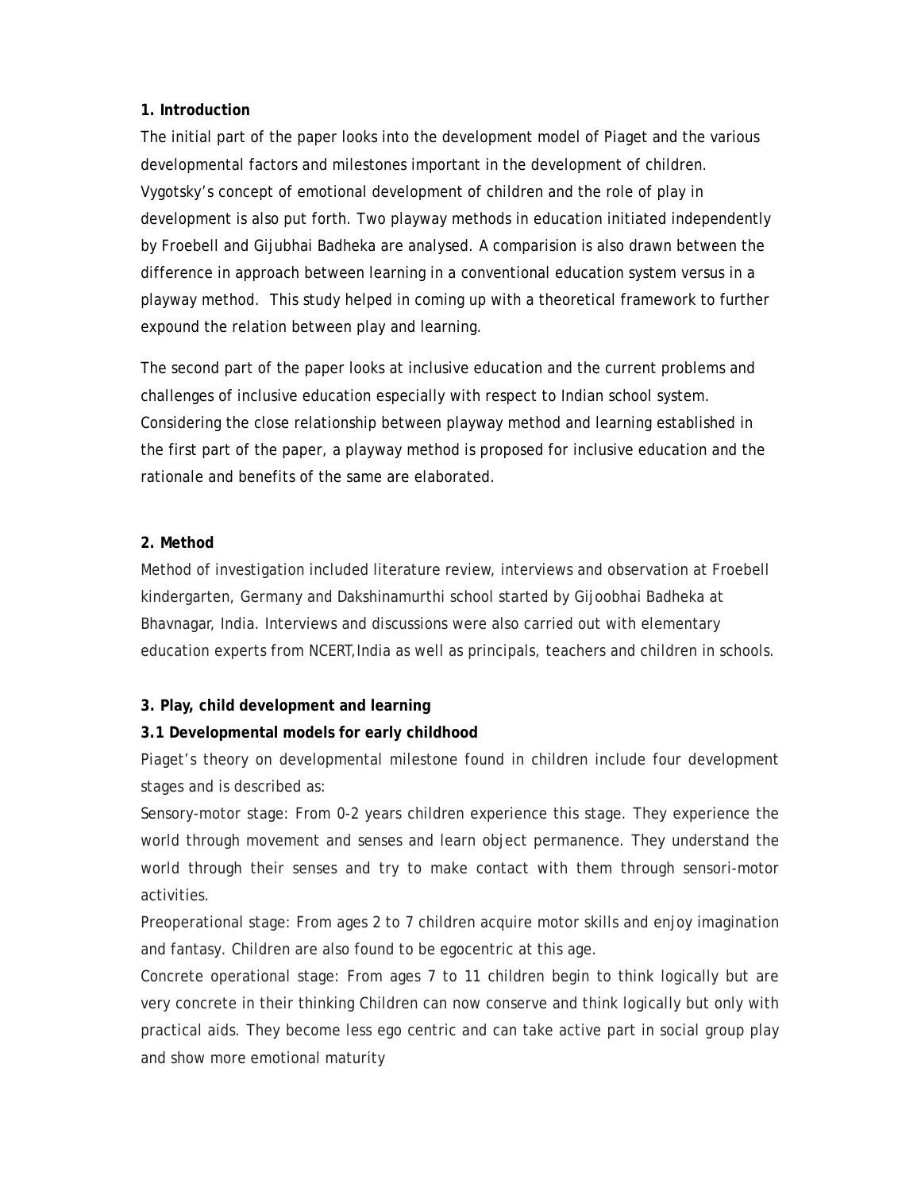## 1. Introduction

The initial part of the paper looks into the development model of Piaget and the various developmental factors and milestones important in the development of children. Vygotsky's concept of emotional development of children and the role of play in development is also put forth. Two playway methods in education initiated independently by Froebell and Gijubhai Badheka are analysed. A comparision is also drawn between the difference in approach between learning in a conventional education system versus in a playway method. This study helped in coming up with a theoretical framework to further expound the relation between play and learning.

The second part of the paper looks at inclusive education and the current problems and challenges of inclusive education especially with respect to Indian school system. Considering the close relationship between playway method and learning established in the first part of the paper, a playway method is proposed for inclusive education and the rationale and benefits of the same are elaborated.

## 2. Method

Method of investigation included literature review, interviews and observation at Froebell kindergarten, Germany and Dakshinamurthi school started by Gijoobhai Badheka at Bhavnagar, India. Interviews and discussions were also carried out with elementary education experts from NCERT,India as well as principals, teachers and children in schools.

## 3. Play, child development and learning

### 3.1 Developmental models for early childhood

Piaget's theory on developmental milestone found in children include four development stages and is described as:

Sensory-motor stage: From 0-2 years children experience this stage. They experience the world through movement and senses and learn object permanence. They understand the world through their senses and try to make contact with them through sensori-motor activities.

Preoperational stage: From ages 2 to 7 children acquire motor skills and enjoy imagination and fantasy. Children are also found to be egocentric at this age.

Concrete operational stage: From ages 7 to 11 children begin to think logically but are very concrete in their thinking Children can now conserve and think logically but only with practical aids. They become less ego centric and can take active part in social group play and show more emotional maturity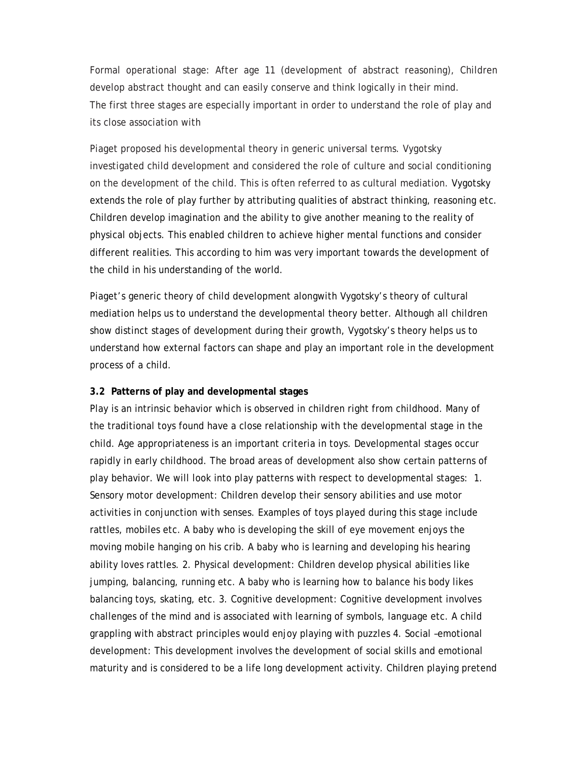Formal operational stage: After age 11 (development of abstract reasoning), Children develop abstract thought and can easily conserve and think logically in their mind.
The first three stages are especially important in order to understand the role of play and its close association with

Piaget proposed his developmental theory in generic universal terms. Vygotsky investigated child development and considered the role of culture and social conditioning on the development of the child. This is often referred to as cultural mediation. Vygotsky extends the role of play further by attributing qualities of abstract thinking, reasoning etc. Children develop imagination and the ability to give another meaning to the reality of physical objects. This enabled children to achieve higher mental functions and consider different realities. This according to him was very important towards the development of the child in his understanding of the world.

Piaget's generic theory of child development alongwith Vygotsky's theory of cultural mediation helps us to understand the developmental theory better. Although all children show distinct stages of development during their growth, Vygotsky's theory helps us to understand how external factors can shape and play an important role in the development process of a child.

**3.2 Patterns of play and developmental stages**

Play is an intrinsic behavior which is observed in children right from childhood. Many of the traditional toys found have a close relationship with the developmental stage in the child. Age appropriateness is an important criteria in toys. Developmental stages occur rapidly in early childhood. The broad areas of development also show certain patterns of play behavior. We will look into play patterns with respect to developmental stages: 1. Sensory motor development: Children develop their sensory abilities and use motor activities in conjunction with senses. Examples of toys played during this stage include rattles, mobiles etc. A baby who is developing the skill of eye movement enjoys the moving mobile hanging on his crib. A baby who is learning and developing his hearing ability loves rattles. 2. Physical development: Children develop physical abilities like jumping, balancing, running etc. A baby who is learning how to balance his body likes balancing toys, skating, etc. 3. Cognitive development: Cognitive development involves challenges of the mind and is associated with learning of symbols, language etc. A child grappling with abstract principles would enjoy playing with puzzles 4. Social –emotional development: This development involves the development of social skills and emotional maturity and is considered to be a life long development activity. Children playing pretend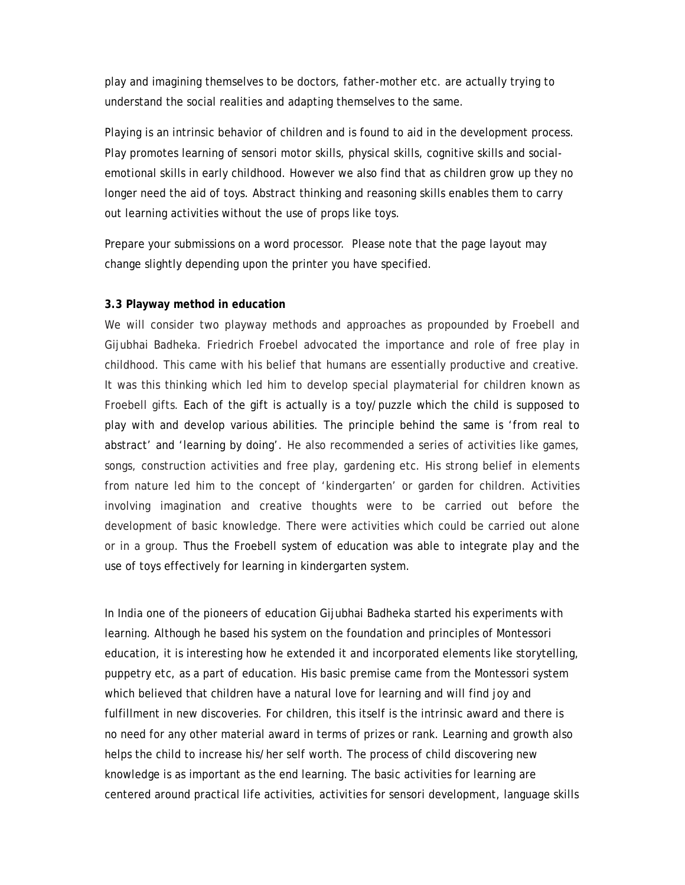play and imagining themselves to be doctors, father-mother etc. are actually trying to understand the social realities and adapting themselves to the same.

Playing is an intrinsic behavior of children and is found to aid in the development process. Play promotes learning of sensori motor skills, physical skills, cognitive skills and social-emotional skills in early childhood. However we also find that as children grow up they no longer need the aid of toys. Abstract thinking and reasoning skills enables them to carry out learning activities without the use of props like toys.

Prepare your submissions on a word processor. Please note that the page layout may change slightly depending upon the printer you have specified.

**3.3 Playway method in education**

We will consider two playway methods and approaches as propounded by Froebell and Gijubhai Badheka. Friedrich Froebel advocated the importance and role of free play in childhood. This came with his belief that humans are essentially productive and creative. It was this thinking which led him to develop special playmaterial for children known as Froebell gifts. Each of the gift is actually is a toy/puzzle which the child is supposed to play with and develop various abilities. The principle behind the same is 'from real to abstract' and 'learning by doing'. He also recommended a series of activities like games, songs, construction activities and free play, gardening etc. His strong belief in elements from nature led him to the concept of 'kindergarten' or garden for children. Activities involving imagination and creative thoughts were to be carried out before the development of basic knowledge. There were activities which could be carried out alone or in a group. Thus the Froebell system of education was able to integrate play and the use of toys effectively for learning in kindergarten system.

In India one of the pioneers of education Gijubhai Badheka started his experiments with learning. Although he based his system on the foundation and principles of Montessori education, it is interesting how he extended it and incorporated elements like storytelling, puppetry etc, as a part of education. His basic premise came from the Montessori system which believed that children have a natural love for learning and will find joy and fulfillment in new discoveries. For children, this itself is the intrinsic award and there is no need for any other material award in terms of prizes or rank. Learning and growth also helps the child to increase his/her self worth. The process of child discovering new knowledge is as important as the end learning. The basic activities for learning are centered around practical life activities, activities for sensori development, language skills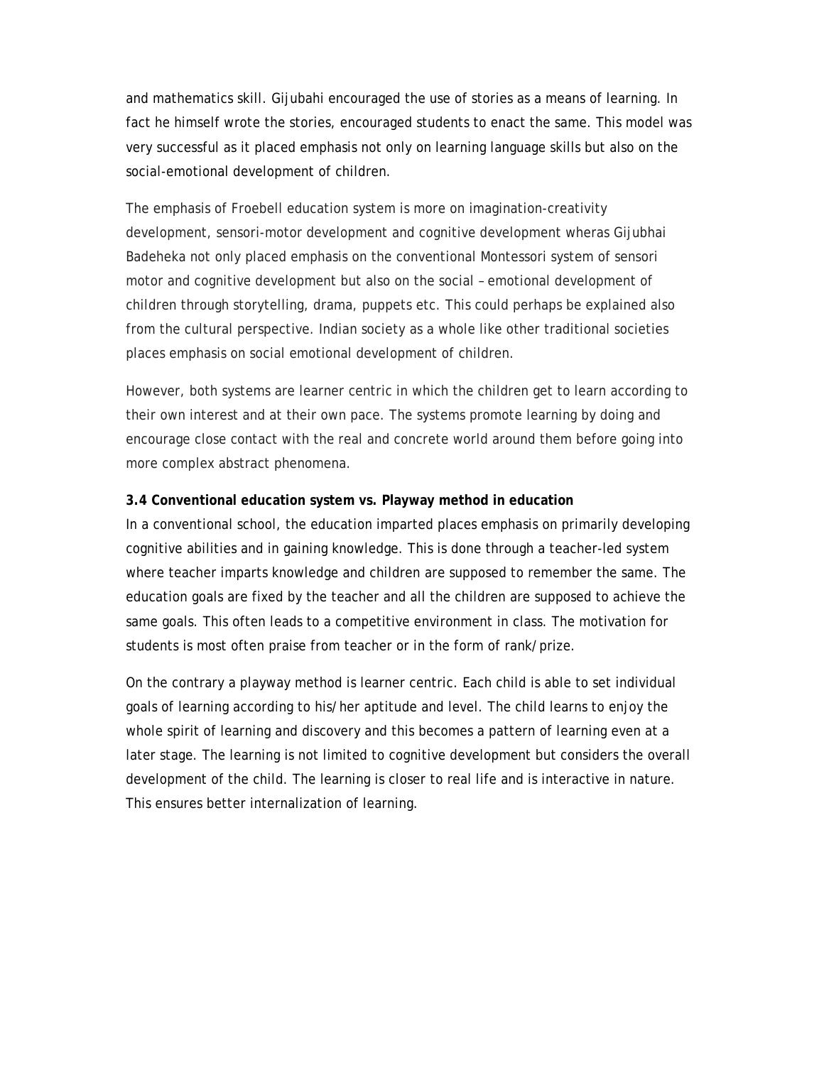and mathematics skill. Gijubahi encouraged the use of stories as a means of learning. In fact he himself wrote the stories, encouraged students to enact the same. This model was very successful as it placed emphasis not only on learning language skills but also on the social-emotional development of children.

The emphasis of Froebell education system is more on imagination-creativity development, sensori-motor development and cognitive development wheras Gijubhai Badeheka not only placed emphasis on the conventional Montessori system of sensori motor and cognitive development but also on the social – emotional development of children through storytelling, drama, puppets etc. This could perhaps be explained also from the cultural perspective. Indian society as a whole like other traditional societies places emphasis on social emotional development of children.

However, both systems are learner centric in which the children get to learn according to their own interest and at their own pace. The systems promote learning by doing and encourage close contact with the real and concrete world around them before going into more complex abstract phenomena.

### 3.4 Conventional education system vs. Playway method in education

In a conventional school, the education imparted places emphasis on primarily developing cognitive abilities and in gaining knowledge. This is done through a teacher-led system where teacher imparts knowledge and children are supposed to remember the same. The education goals are fixed by the teacher and all the children are supposed to achieve the same goals. This often leads to a competitive environment in class. The motivation for students is most often praise from teacher or in the form of rank/prize.

On the contrary a playway method is learner centric. Each child is able to set individual goals of learning according to his/her aptitude and level. The child learns to enjoy the whole spirit of learning and discovery and this becomes a pattern of learning even at a later stage. The learning is not limited to cognitive development but considers the overall development of the child. The learning is closer to real life and is interactive in nature. This ensures better internalization of learning.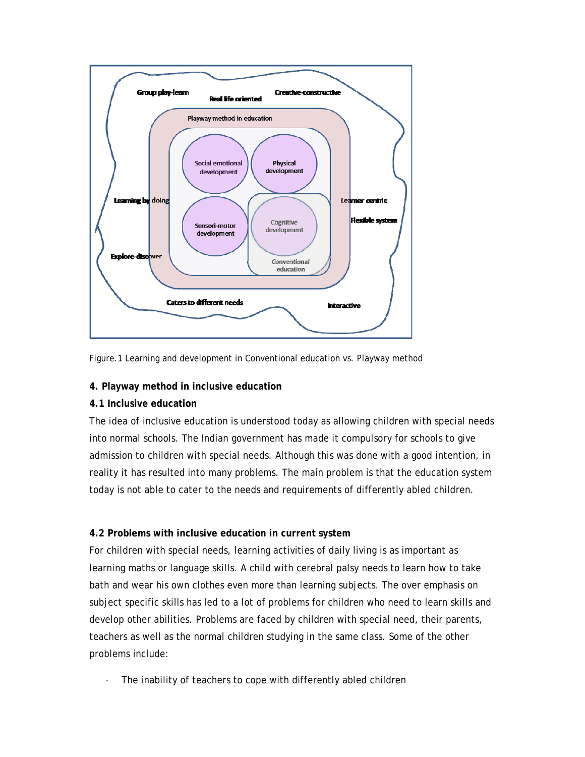Figure.1 Learning and development in Conventional education vs. Playway method

**4. Playway method in inclusive education**

**4.1 Inclusive education**

The idea of inclusive education is understood today as allowing children with special needs into normal schools. The Indian government has made it compulsory for schools to give admission to children with special needs. Although this was done with a good intention, in reality it has resulted into many problems. The main problem is that the education system today is not able to cater to the needs and requirements of differently abled children.

**4.2 Problems with inclusive education in current system**

For children with special needs, learning activities of daily living is as important as learning maths or language skills. A child with cerebral palsy needs to learn how to take bath and wear his own clothes even more than learning subjects. The over emphasis on subject specific skills has led to a lot of problems for children who need to learn skills and develop other abilities. Problems are faced by children with special need, their parents, teachers as well as the normal children studying in the same class. Some of the other problems include:

- The inability of teachers to cope with differently abled children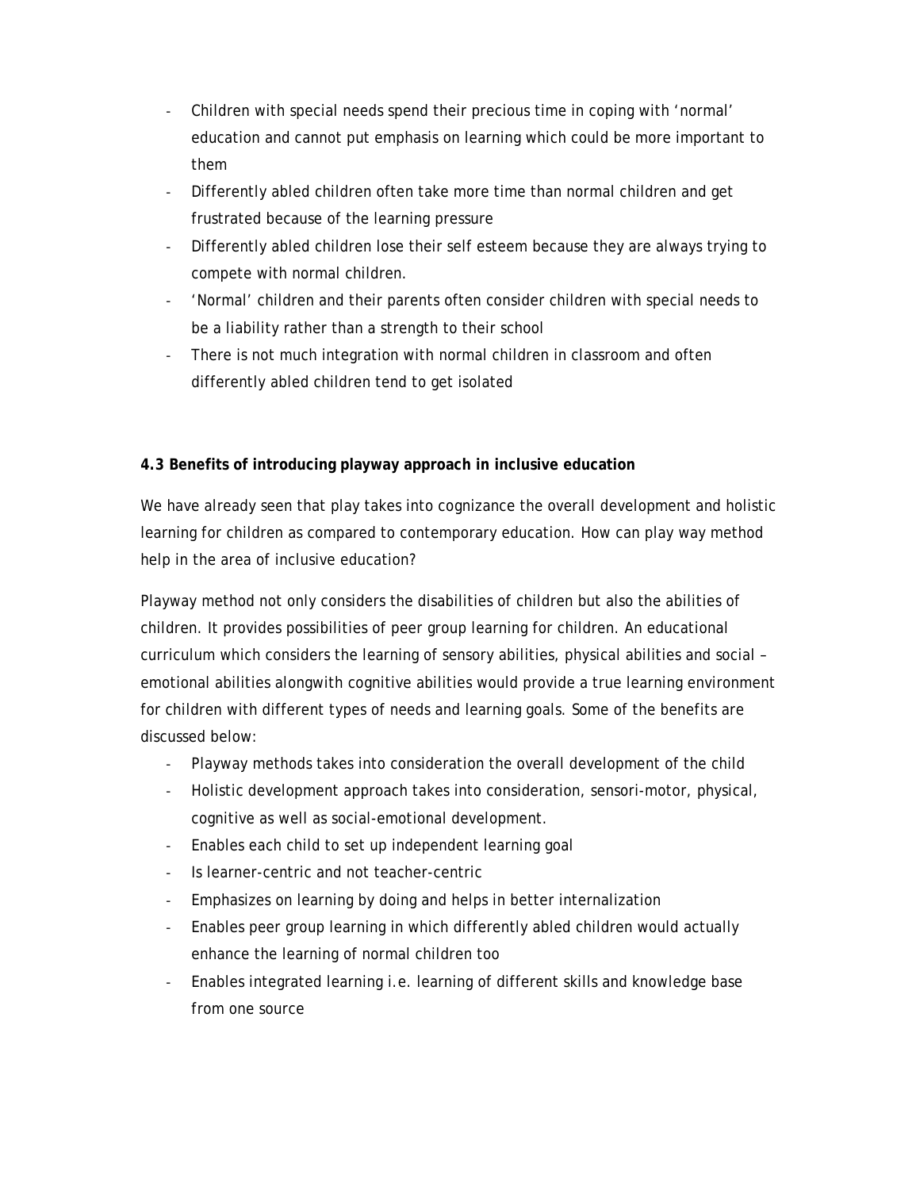- Children with special needs spend their precious time in coping with 'normal' education and cannot put emphasis on learning which could be more important to them
- Differently abled children often take more time than normal children and get frustrated because of the learning pressure
- Differently abled children lose their self esteem because they are always trying to compete with normal children.
- 'Normal' children and their parents often consider children with special needs to be a liability rather than a strength to their school
- There is not much integration with normal children in classroom and often differently abled children tend to get isolated

**4.3 Benefits of introducing playway approach in inclusive education**

We have already seen that play takes into cognizance the overall development and holistic learning for children as compared to contemporary education. How can play way method help in the area of inclusive education?

Playway method not only considers the disabilities of children but also the abilities of children. It provides possibilities of peer group learning for children. An educational curriculum which considers the learning of sensory abilities, physical abilities and social – emotional abilities alongwith cognitive abilities would provide a true learning environment for children with different types of needs and learning goals. Some of the benefits are discussed below:

- Playway methods takes into consideration the overall development of the child
- Holistic development approach takes into consideration, sensori-motor, physical, cognitive as well as social-emotional development.
- Enables each child to set up independent learning goal
- Is learner-centric and not teacher-centric
- Emphasizes on learning by doing and helps in better internalization
- Enables peer group learning in which differently abled children would actually enhance the learning of normal children too
- Enables integrated learning i.e. learning of different skills and knowledge base from one source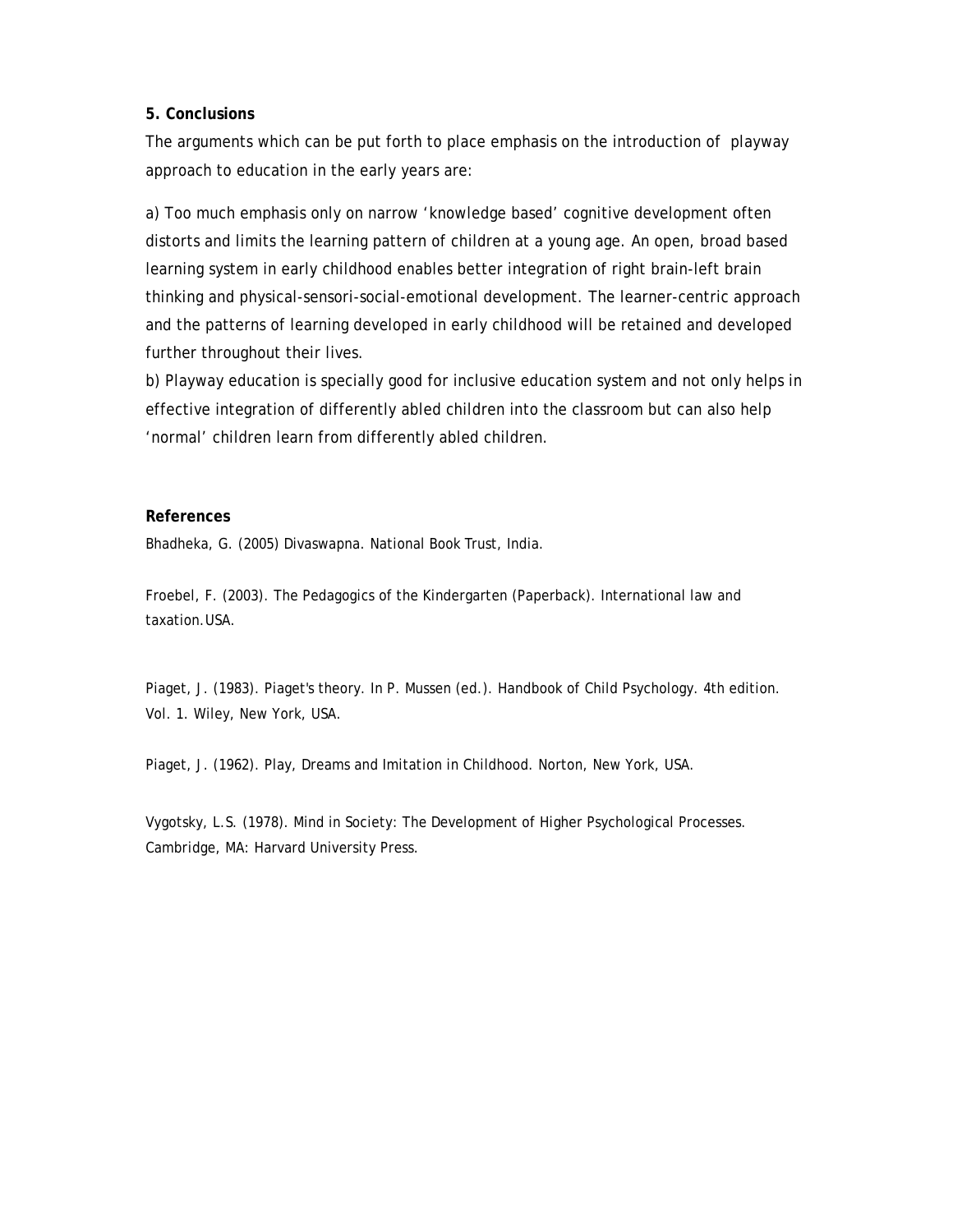## 5. Conclusions

The arguments which can be put forth to place emphasis on the introduction of playway approach to education in the early years are:

a) Too much emphasis only on narrow 'knowledge based' cognitive development often distorts and limits the learning pattern of children at a young age. An open, broad based learning system in early childhood enables better integration of right brain-left brain thinking and physical-sensori-social-emotional development. The learner-centric approach and the patterns of learning developed in early childhood will be retained and developed further throughout their lives.

b) Playway education is specially good for inclusive education system and not only helps in effective integration of differently abled children into the classroom but can also help 'normal' children learn from differently abled children.

## References

Bhadheka, G. (2005) Divaswapna. National Book Trust, India.

Froebel, F. (2003). The Pedagogics of the Kindergarten (Paperback). International law and taxation.USA.

Piaget, J. (1983). Piaget's theory. In P. Mussen (ed.). Handbook of Child Psychology. 4th edition. Vol. 1. Wiley, New York, USA.

Piaget, J. (1962). Play, Dreams and Imitation in Childhood. Norton, New York, USA.

Vygotsky, L.S. (1978). Mind in Society: The Development of Higher Psychological Processes. Cambridge, MA: Harvard University Press.